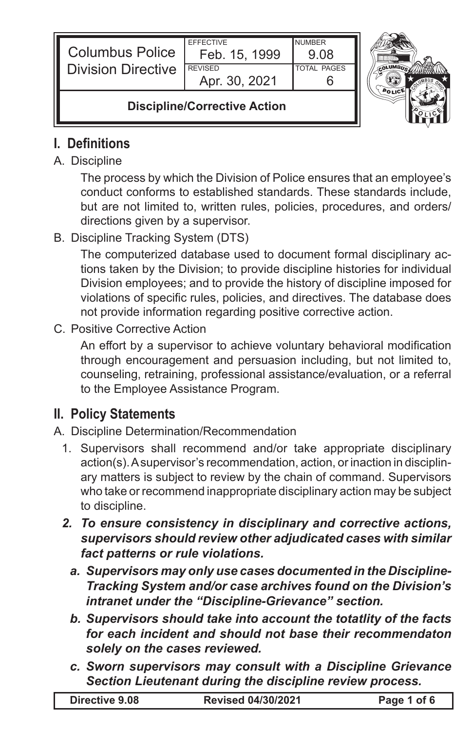| Columbus Police Division Directive | EFFECTIVE Feb. 15, 1999 | NUMBER 9.08 |
|---|---|---|
| | REVISED Apr. 30, 2021 | TOTAL PAGES 6 |

**Discipline/Corrective Action**

## I. Definitions

A. Discipline

The process by which the Division of Police ensures that an employee's conduct conforms to established standards. These standards include, but are not limited to, written rules, policies, procedures, and orders/directions given by a supervisor.

B. Discipline Tracking System (DTS)

The computerized database used to document formal disciplinary actions taken by the Division; to provide discipline histories for individual Division employees; and to provide the history of discipline imposed for violations of specific rules, policies, and directives. The database does not provide information regarding positive corrective action.

C. Positive Corrective Action

An effort by a supervisor to achieve voluntary behavioral modification through encouragement and persuasion including, but not limited to, counseling, retraining, professional assistance/evaluation, or a referral to the Employee Assistance Program.

## II. Policy Statements

A. Discipline Determination/Recommendation

1. Supervisors shall recommend and/or take appropriate disciplinary action(s). A supervisor's recommendation, action, or inaction in disciplinary matters is subject to review by the chain of command. Supervisors who take or recommend inappropriate disciplinary action may be subject to discipline.

***2. To ensure consistency in disciplinary and corrective actions, supervisors should review other adjudicated cases with similar fact patterns or rule violations.***

***a. Supervisors may only use cases documented in the Discipline-Tracking System and/or case archives found on the Division's intranet under the "Discipline-Grievance" section.***

***b. Supervisors should take into account the totatlity of the facts for each incident and should not base their recommendaton solely on the cases reviewed.***

***c. Sworn supervisors may consult with a Discipline Grievance Section Lieutenant during the discipline review process.***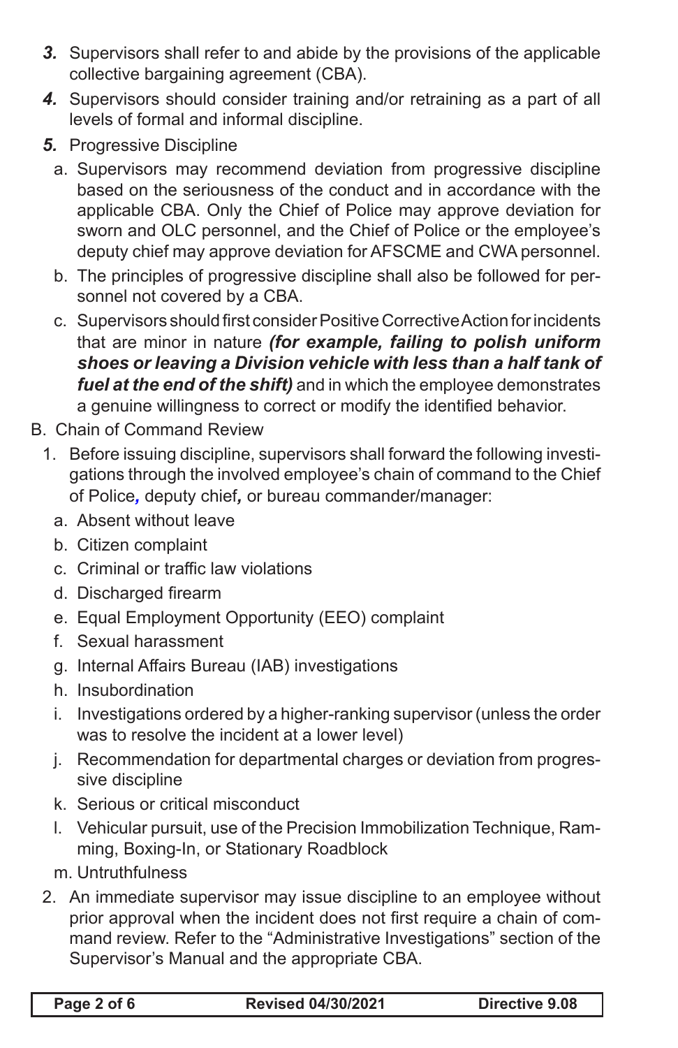***3.*** Supervisors shall refer to and abide by the provisions of the applicable collective bargaining agreement (CBA).

***4.*** Supervisors should consider training and/or retraining as a part of all levels of formal and informal discipline.

***5.*** Progressive Discipline

a. Supervisors may recommend deviation from progressive discipline based on the seriousness of the conduct and in accordance with the applicable CBA. Only the Chief of Police may approve deviation for sworn and OLC personnel, and the Chief of Police or the employee's deputy chief may approve deviation for AFSCME and CWA personnel.

b. The principles of progressive discipline shall also be followed for personnel not covered by a CBA.

c. Supervisors should first consider Positive Corrective Action for incidents that are minor in nature ***(for example, failing to polish uniform shoes or leaving a Division vehicle with less than a half tank of fuel at the end of the shift)*** and in which the employee demonstrates a genuine willingness to correct or modify the identified behavior.

B. Chain of Command Review

1. Before issuing discipline, supervisors shall forward the following investigations through the involved employee's chain of command to the Chief of Police***,*** deputy chief***,*** or bureau commander/manager:

a. Absent without leave

b. Citizen complaint

c. Criminal or traffic law violations

d. Discharged firearm

e. Equal Employment Opportunity (EEO) complaint

f. Sexual harassment

g. Internal Affairs Bureau (IAB) investigations

h. Insubordination

i. Investigations ordered by a higher-ranking supervisor (unless the order was to resolve the incident at a lower level)

j. Recommendation for departmental charges or deviation from progressive discipline

k. Serious or critical misconduct

l. Vehicular pursuit, use of the Precision Immobilization Technique, Ramming, Boxing-In, or Stationary Roadblock

m. Untruthfulness

2. An immediate supervisor may issue discipline to an employee without prior approval when the incident does not first require a chain of command review. Refer to the "Administrative Investigations" section of the Supervisor's Manual and the appropriate CBA.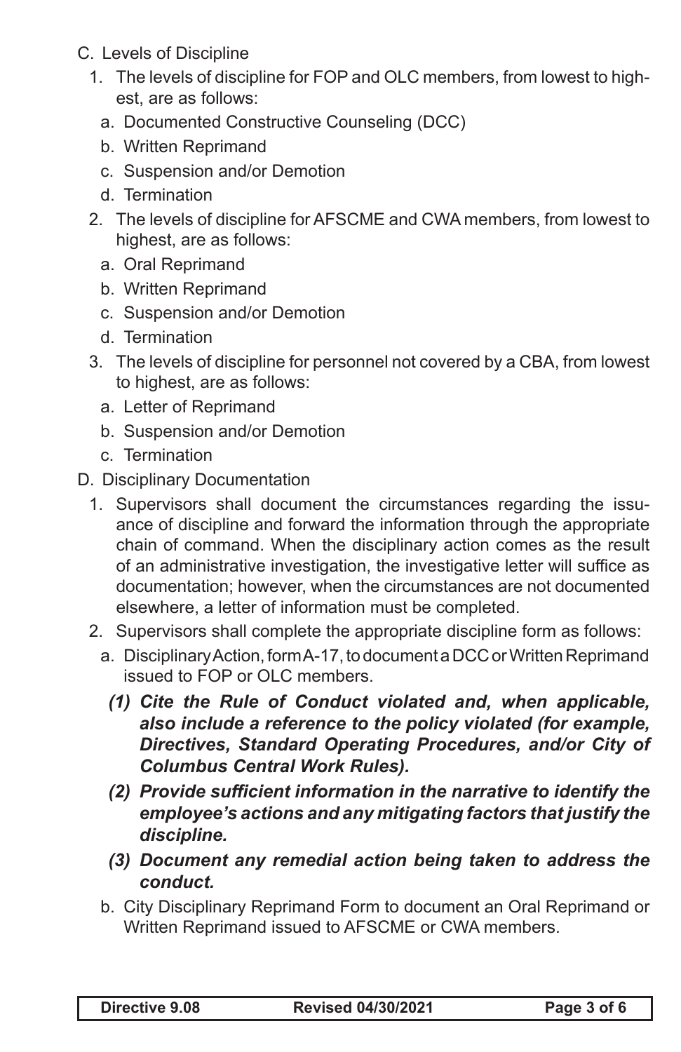C. Levels of Discipline

1. The levels of discipline for FOP and OLC members, from lowest to highest, are as follows:
   a. Documented Constructive Counseling (DCC)
   b. Written Reprimand
   c. Suspension and/or Demotion
   d. Termination
2. The levels of discipline for AFSCME and CWA members, from lowest to highest, are as follows:
   a. Oral Reprimand
   b. Written Reprimand
   c. Suspension and/or Demotion
   d. Termination
3. The levels of discipline for personnel not covered by a CBA, from lowest to highest, are as follows:
   a. Letter of Reprimand
   b. Suspension and/or Demotion
   c. Termination

D. Disciplinary Documentation

1. Supervisors shall document the circumstances regarding the issuance of discipline and forward the information through the appropriate chain of command. When the disciplinary action comes as the result of an administrative investigation, the investigative letter will suffice as documentation; however, when the circumstances are not documented elsewhere, a letter of information must be completed.
2. Supervisors shall complete the appropriate discipline form as follows:
   a. Disciplinary Action, form A-17, to document a DCC or Written Reprimand issued to FOP or OLC members.
      ***(1) Cite the Rule of Conduct violated and, when applicable, also include a reference to the policy violated (for example, Directives, Standard Operating Procedures, and/or City of Columbus Central Work Rules).***
      ***(2) Provide sufficient information in the narrative to identify the employee's actions and any mitigating factors that justify the discipline.***
      ***(3) Document any remedial action being taken to address the conduct.***
   b. City Disciplinary Reprimand Form to document an Oral Reprimand or Written Reprimand issued to AFSCME or CWA members.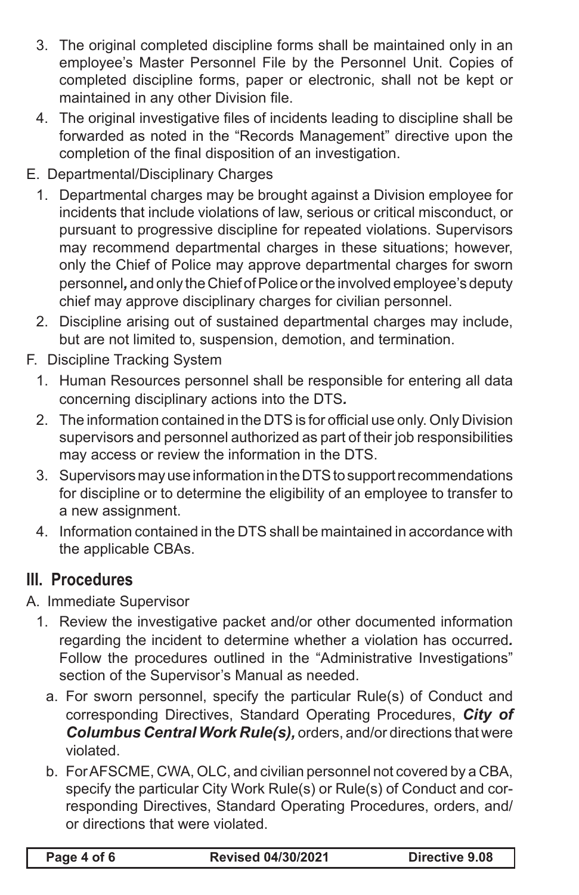3. The original completed discipline forms shall be maintained only in an employee's Master Personnel File by the Personnel Unit. Copies of completed discipline forms, paper or electronic, shall not be kept or maintained in any other Division file.
4. The original investigative files of incidents leading to discipline shall be forwarded as noted in the "Records Management" directive upon the completion of the final disposition of an investigation.

E. Departmental/Disciplinary Charges

1. Departmental charges may be brought against a Division employee for incidents that include violations of law, serious or critical misconduct, or pursuant to progressive discipline for repeated violations. Supervisors may recommend departmental charges in these situations; however, only the Chief of Police may approve departmental charges for sworn personnel***,*** and only the Chief of Police or the involved employee's deputy chief may approve disciplinary charges for civilian personnel.
2. Discipline arising out of sustained departmental charges may include, but are not limited to, suspension, demotion, and termination.

F. Discipline Tracking System

1. Human Resources personnel shall be responsible for entering all data concerning disciplinary actions into the DTS***.***
2. The information contained in the DTS is for official use only. Only Division supervisors and personnel authorized as part of their job responsibilities may access or review the information in the DTS.
3. Supervisors may use information in the DTS to support recommendations for discipline or to determine the eligibility of an employee to transfer to a new assignment.
4. Information contained in the DTS shall be maintained in accordance with the applicable CBAs.

## III. Procedures

A. Immediate Supervisor

1. Review the investigative packet and/or other documented information regarding the incident to determine whether a violation has occurred***.*** Follow the procedures outlined in the "Administrative Investigations" section of the Supervisor's Manual as needed.
   a. For sworn personnel, specify the particular Rule(s) of Conduct and corresponding Directives, Standard Operating Procedures, ***City of Columbus Central Work Rule(s),*** orders, and/or directions that were violated.
   b. For AFSCME, CWA, OLC, and civilian personnel not covered by a CBA, specify the particular City Work Rule(s) or Rule(s) of Conduct and corresponding Directives, Standard Operating Procedures, orders, and/or directions that were violated.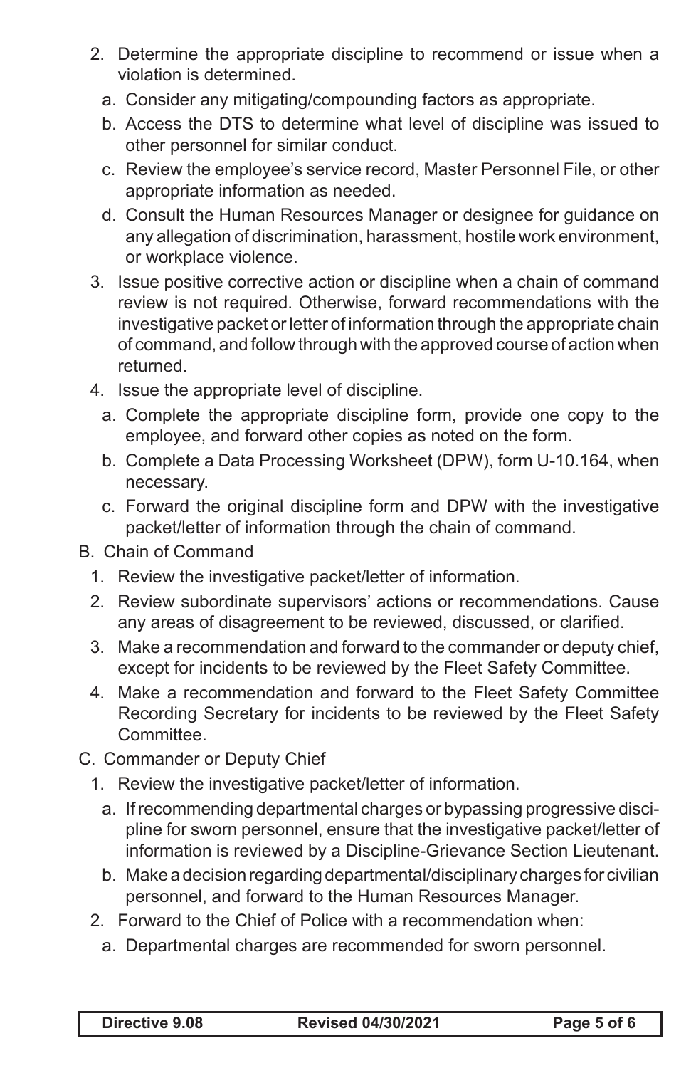2. Determine the appropriate discipline to recommend or issue when a violation is determined.
   a. Consider any mitigating/compounding factors as appropriate.
   b. Access the DTS to determine what level of discipline was issued to other personnel for similar conduct.
   c. Review the employee's service record, Master Personnel File, or other appropriate information as needed.
   d. Consult the Human Resources Manager or designee for guidance on any allegation of discrimination, harassment, hostile work environment, or workplace violence.
3. Issue positive corrective action or discipline when a chain of command review is not required. Otherwise, forward recommendations with the investigative packet or letter of information through the appropriate chain of command, and follow through with the approved course of action when returned.
4. Issue the appropriate level of discipline.
   a. Complete the appropriate discipline form, provide one copy to the employee, and forward other copies as noted on the form.
   b. Complete a Data Processing Worksheet (DPW), form U-10.164, when necessary.
   c. Forward the original discipline form and DPW with the investigative packet/letter of information through the chain of command.

B. Chain of Command
1. Review the investigative packet/letter of information.
2. Review subordinate supervisors' actions or recommendations. Cause any areas of disagreement to be reviewed, discussed, or clarified.
3. Make a recommendation and forward to the commander or deputy chief, except for incidents to be reviewed by the Fleet Safety Committee.
4. Make a recommendation and forward to the Fleet Safety Committee Recording Secretary for incidents to be reviewed by the Fleet Safety Committee.

C. Commander or Deputy Chief
1. Review the investigative packet/letter of information.
   a. If recommending departmental charges or bypassing progressive discipline for sworn personnel, ensure that the investigative packet/letter of information is reviewed by a Discipline-Grievance Section Lieutenant.
   b. Make a decision regarding departmental/disciplinary charges for civilian personnel, and forward to the Human Resources Manager.
2. Forward to the Chief of Police with a recommendation when:
   a. Departmental charges are recommended for sworn personnel.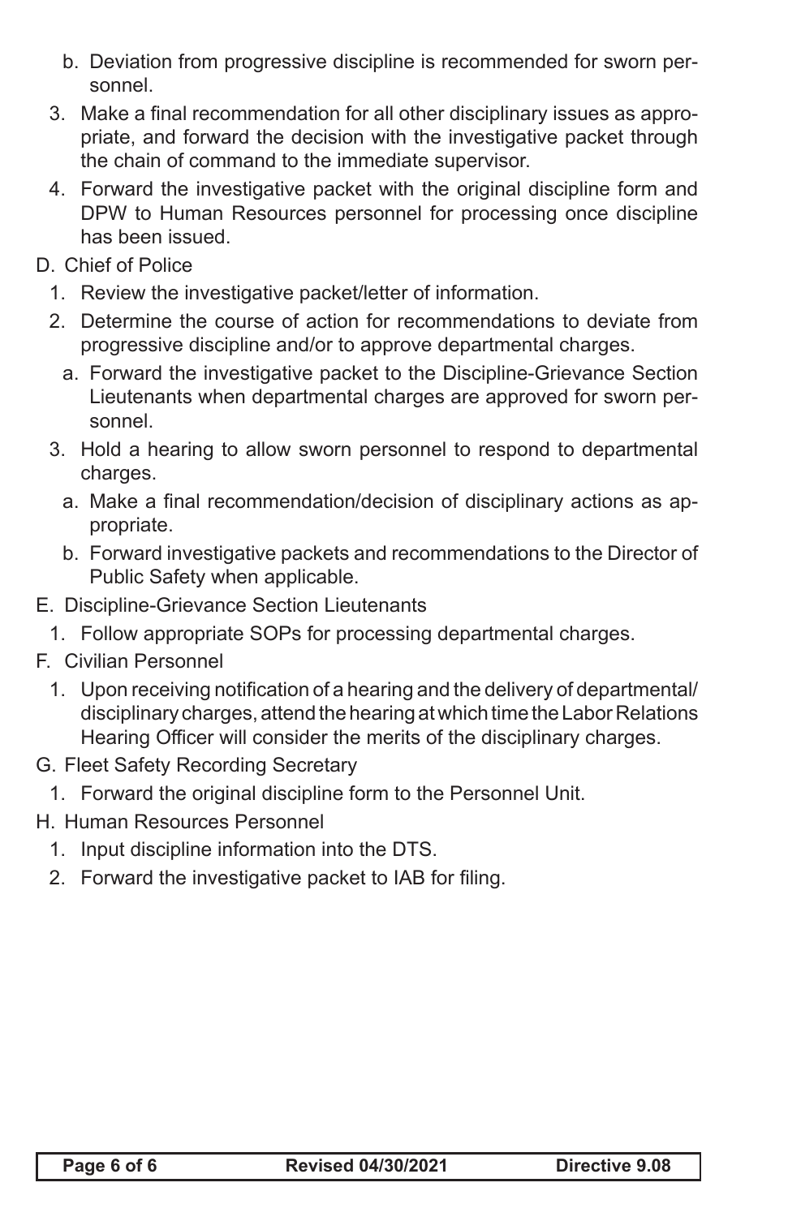b. Deviation from progressive discipline is recommended for sworn personnel.
3. Make a final recommendation for all other disciplinary issues as appropriate, and forward the decision with the investigative packet through the chain of command to the immediate supervisor.
4. Forward the investigative packet with the original discipline form and DPW to Human Resources personnel for processing once discipline has been issued.

D. Chief of Police
   1. Review the investigative packet/letter of information.
   2. Determine the course of action for recommendations to deviate from progressive discipline and/or to approve departmental charges.
      a. Forward the investigative packet to the Discipline-Grievance Section Lieutenants when departmental charges are approved for sworn personnel.
   3. Hold a hearing to allow sworn personnel to respond to departmental charges.
      a. Make a final recommendation/decision of disciplinary actions as appropriate.
      b. Forward investigative packets and recommendations to the Director of Public Safety when applicable.

E. Discipline-Grievance Section Lieutenants
   1. Follow appropriate SOPs for processing departmental charges.

F. Civilian Personnel
   1. Upon receiving notification of a hearing and the delivery of departmental/disciplinary charges, attend the hearing at which time the Labor Relations Hearing Officer will consider the merits of the disciplinary charges.

G. Fleet Safety Recording Secretary
   1. Forward the original discipline form to the Personnel Unit.

H. Human Resources Personnel
   1. Input discipline information into the DTS.
   2. Forward the investigative packet to IAB for filing.